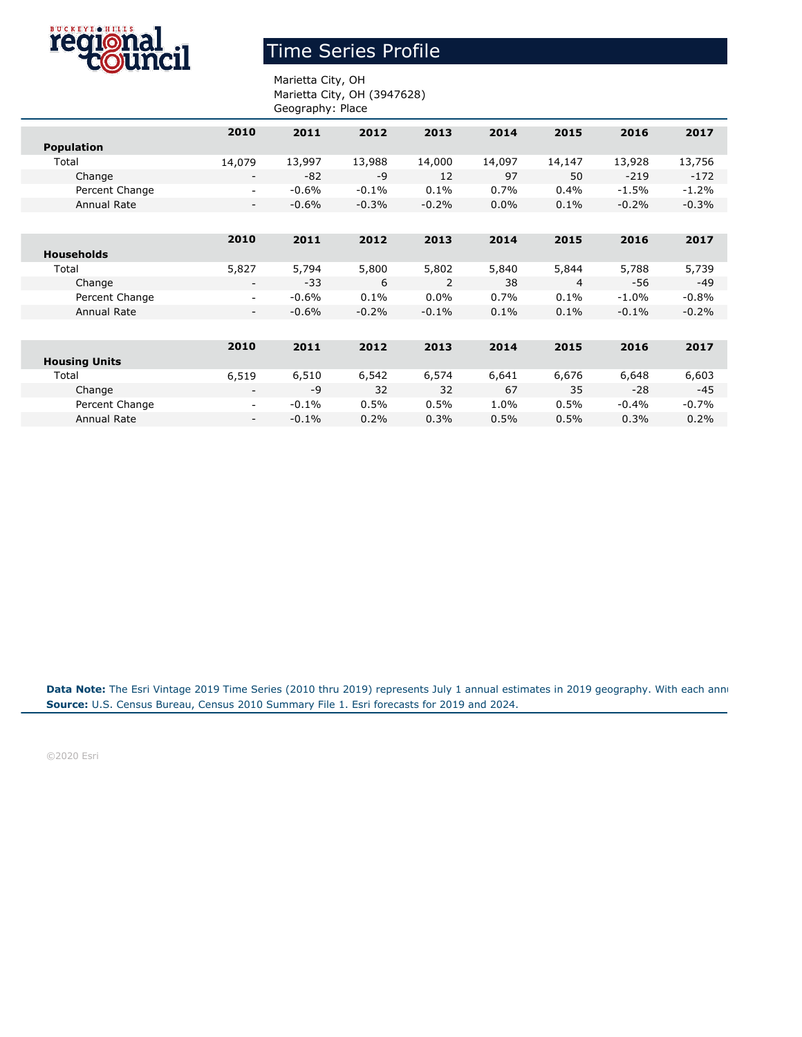# Time Series Profile

Marietta City, OH
Marietta City, OH (3947628)
Geography: Place

| Population | 2010 | 2011 | 2012 | 2013 | 2014 | 2015 | 2016 | 2017 |
|---|---|---|---|---|---|---|---|---|
| Total | 14,079 | 13,997 | 13,988 | 14,000 | 14,097 | 14,147 | 13,928 | 13,756 |
| Change | - | -82 | -9 | 12 | 97 | 50 | -219 | -172 |
| Percent Change | - | -0.6% | -0.1% | 0.1% | 0.7% | 0.4% | -1.5% | -1.2% |
| Annual Rate | - | -0.6% | -0.3% | -0.2% | 0.0% | 0.1% | -0.2% | -0.3% |

| Households | 2010 | 2011 | 2012 | 2013 | 2014 | 2015 | 2016 | 2017 |
|---|---|---|---|---|---|---|---|---|
| Total | 5,827 | 5,794 | 5,800 | 5,802 | 5,840 | 5,844 | 5,788 | 5,739 |
| Change | - | -33 | 6 | 2 | 38 | 4 | -56 | -49 |
| Percent Change | - | -0.6% | 0.1% | 0.0% | 0.7% | 0.1% | -1.0% | -0.8% |
| Annual Rate | - | -0.6% | -0.2% | -0.1% | 0.1% | 0.1% | -0.1% | -0.2% |

| Housing Units | 2010 | 2011 | 2012 | 2013 | 2014 | 2015 | 2016 | 2017 |
|---|---|---|---|---|---|---|---|---|
| Total | 6,519 | 6,510 | 6,542 | 6,574 | 6,641 | 6,676 | 6,648 | 6,603 |
| Change | - | -9 | 32 | 32 | 67 | 35 | -28 | -45 |
| Percent Change | - | -0.1% | 0.5% | 0.5% | 1.0% | 0.5% | -0.4% | -0.7% |
| Annual Rate | - | -0.1% | 0.2% | 0.3% | 0.5% | 0.5% | 0.3% | 0.2% |

**Data Note:** The Esri Vintage 2019 Time Series (2010 thru 2019) represents July 1 annual estimates in 2019 geography. With each annu

**Source:** U.S. Census Bureau, Census 2010 Summary File 1. Esri forecasts for 2019 and 2024.

©2020 Esri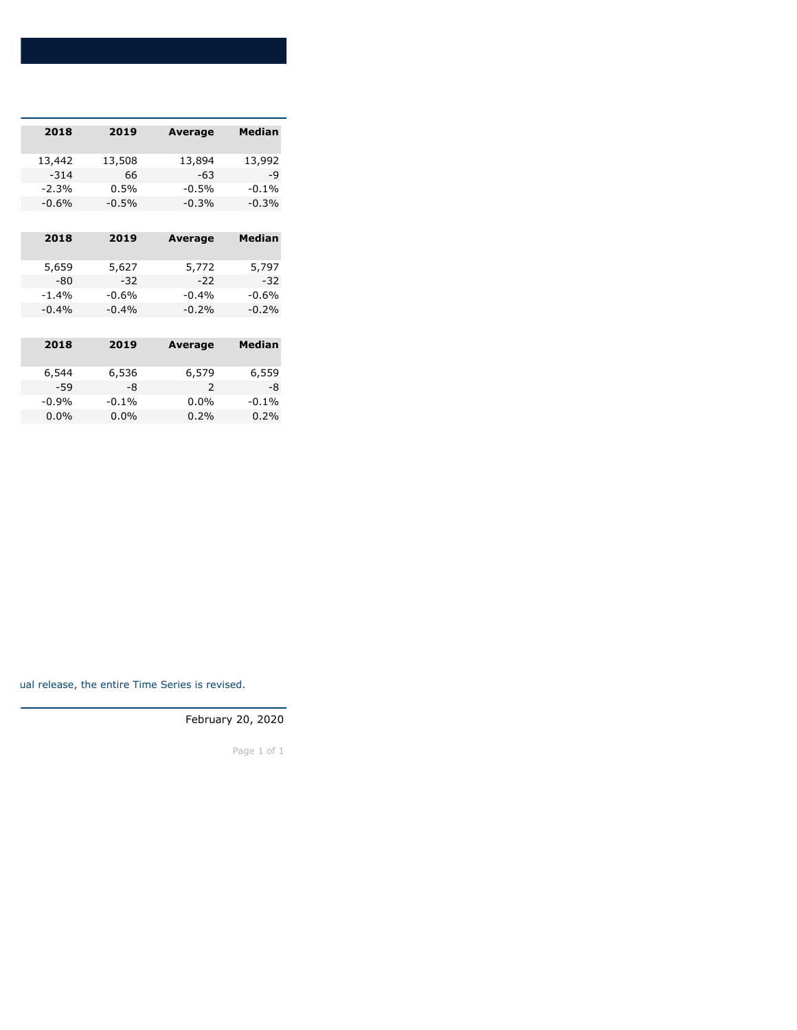| 2018 | 2019 | Average | Median |
|---|---|---|---|
| 13,442 | 13,508 | 13,894 | 13,992 |
| -314 | 66 | -63 | -9 |
| -2.3% | 0.5% | -0.5% | -0.1% |
| -0.6% | -0.5% | -0.3% | -0.3% |

| 2018 | 2019 | Average | Median |
|---|---|---|---|
| 5,659 | 5,627 | 5,772 | 5,797 |
| -80 | -32 | -22 | -32 |
| -1.4% | -0.6% | -0.4% | -0.6% |
| -0.4% | -0.4% | -0.2% | -0.2% |

| 2018 | 2019 | Average | Median |
|---|---|---|---|
| 6,544 | 6,536 | 6,579 | 6,559 |
| -59 | -8 | 2 | -8 |
| -0.9% | -0.1% | 0.0% | -0.1% |
| 0.0% | 0.0% | 0.2% | 0.2% |

ual release, the entire Time Series is revised.

February 20, 2020